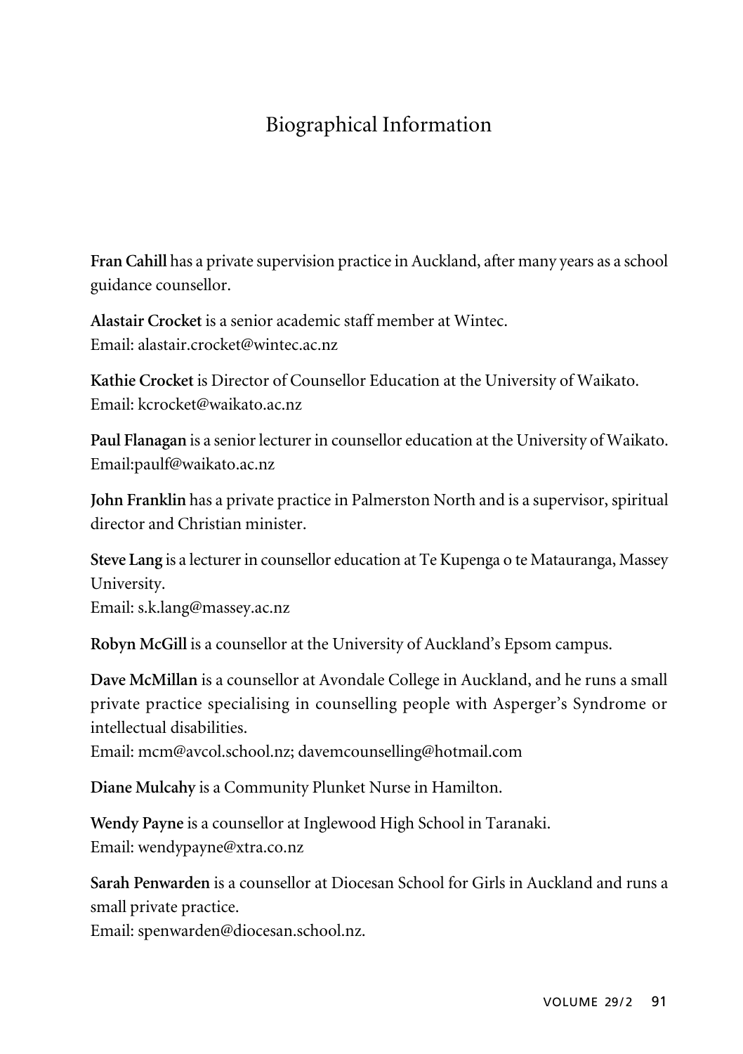# Biographical Information

**Fran Cahill** has a private supervision practice in Auckland, after many years as a school guidance counsellor.

**Alastair Crocket** is a senior academic staff member at Wintec.
Email: alastair.crocket@wintec.ac.nz

**Kathie Crocket** is Director of Counsellor Education at the University of Waikato.
Email: kcrocket@waikato.ac.nz

**Paul Flanagan** is a senior lecturer in counsellor education at the University of Waikato.
Email:paulf@waikato.ac.nz

**John Franklin** has a private practice in Palmerston North and is a supervisor, spiritual director and Christian minister.

**Steve Lang** is a lecturer in counsellor education at Te Kupenga o te Matauranga, Massey University.
Email: s.k.lang@massey.ac.nz

**Robyn McGill** is a counsellor at the University of Auckland's Epsom campus.

**Dave McMillan** is a counsellor at Avondale College in Auckland, and he runs a small private practice specialising in counselling people with Asperger's Syndrome or intellectual disabilities.
Email: mcm@avcol.school.nz; davemcounselling@hotmail.com

**Diane Mulcahy** is a Community Plunket Nurse in Hamilton.

**Wendy Payne** is a counsellor at Inglewood High School in Taranaki.
Email: wendypayne@xtra.co.nz

**Sarah Penwarden** is a counsellor at Diocesan School for Girls in Auckland and runs a small private practice.
Email: spenwarden@diocesan.school.nz.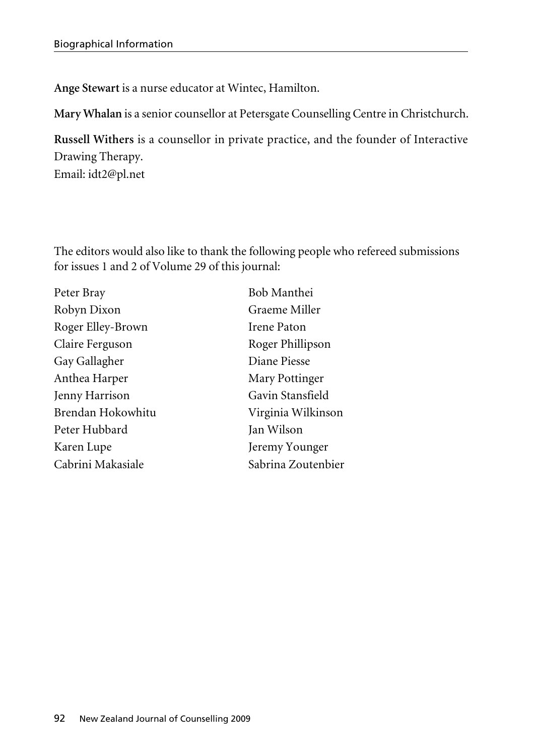**Ange Stewart** is a nurse educator at Wintec, Hamilton.

**Mary Whalan** is a senior counsellor at Petersgate Counselling Centre in Christchurch.

**Russell Withers** is a counsellor in private practice, and the founder of Interactive Drawing Therapy.
Email: idt2@pl.net

The editors would also like to thank the following people who refereed submissions for issues 1 and 2 of Volume 29 of this journal:

Peter Bray
Robyn Dixon
Roger Elley-Brown
Claire Ferguson
Gay Gallagher
Anthea Harper
Jenny Harrison
Brendan Hokowhitu
Peter Hubbard
Karen Lupe
Cabrini Makasiale
Bob Manthei
Graeme Miller
Irene Paton
Roger Phillipson
Diane Piesse
Mary Pottinger
Gavin Stansfield
Virginia Wilkinson
Jan Wilson
Jeremy Younger
Sabrina Zoutenbier